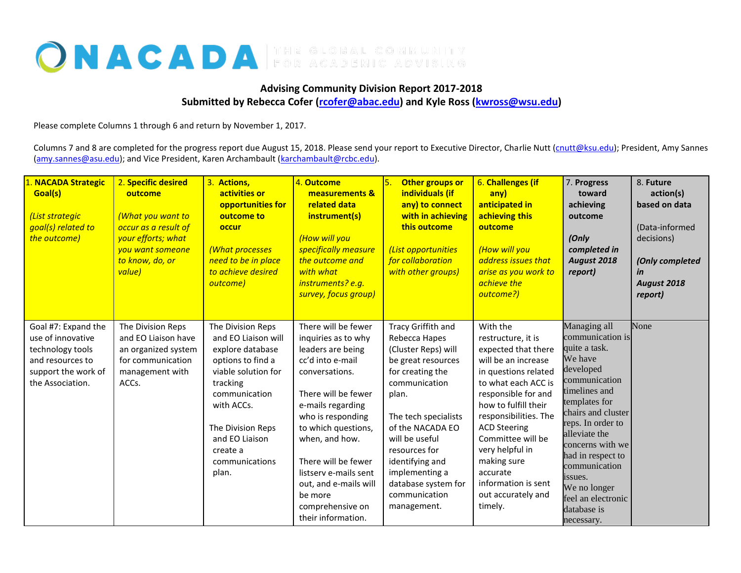NACADA THE GLOBAL COMMUNITY FOR ACADEMIC ADVISING

**Advising Community Division Report 2017-2018**
**Submitted by Rebecca Cofer (rcofer@abac.edu) and Kyle Ross (kwross@wsu.edu)**

Please complete Columns 1 through 6 and return by November 1, 2017.

Columns 7 and 8 are completed for the progress report due August 15, 2018. Please send your report to Executive Director, Charlie Nutt (cnutt@ksu.edu); President, Amy Sannes (amy.sannes@asu.edu); and Vice President, Karen Archambault (karchambault@rcbc.edu).

| 1. **NACADA Strategic Goal(s)** *(List strategic goal(s) related to the outcome)* | 2. **Specific desired outcome** *(What you want to occur as a result of your efforts; what you want someone to know, do, or value)* | 3. **Actions, activities or opportunities for outcome to occur** *(What processes need to be in place to achieve desired outcome)* | 4. **Outcome measurements & related data instrument(s)** *(How will you specifically measure the outcome and with what instruments? e.g. survey, focus group)* | 5. **Other groups or individuals (if any) to connect with in achieving this outcome** *(List opportunities for collaboration with other groups)* | 6. **Challenges (if any) anticipated in achieving this outcome** *(How will you address issues that arise as you work to achieve the outcome?)* | 7. **Progress toward achieving outcome** ***(Only completed in August 2018 report)*** | 8. **Future action(s) based on data** (Data-informed decisions) ***(Only completed in August 2018 report)*** |
|---|---|---|---|---|---|---|---|
| Goal #7: Expand the use of innovative technology tools and resources to support the work of the Association. | The Division Reps and EO Liaison have an organized system for communication management with ACCs. | The Division Reps and EO Liaison will explore database options to find a viable solution for tracking communication with ACCs.<br><br>The Division Reps and EO Liaison create a communications plan. | There will be fewer inquiries as to why leaders are being cc'd into e-mail conversations.<br><br>There will be fewer e-mails regarding who is responding to which questions, when, and how.<br><br>There will be fewer listserv e-mails sent out, and e-mails will be more comprehensive on their information. | Tracy Griffith and Rebecca Hapes (Cluster Reps) will be great resources for creating the communication plan.<br><br>The tech specialists of the NACADA EO will be useful resources for identifying and implementing a database system for communication management. | With the restructure, it is expected that there will be an increase in questions related to what each ACC is responsible for and how to fulfill their responsibilities. The ACD Steering Committee will be very helpful in making sure accurate information is sent out accurately and timely. | Managing all communication is quite a task. We have developed communication timelines and templates for chairs and cluster reps. In order to alleviate the concerns with we had in respect to communication issues. We no longer feel an electronic database is necessary. | None |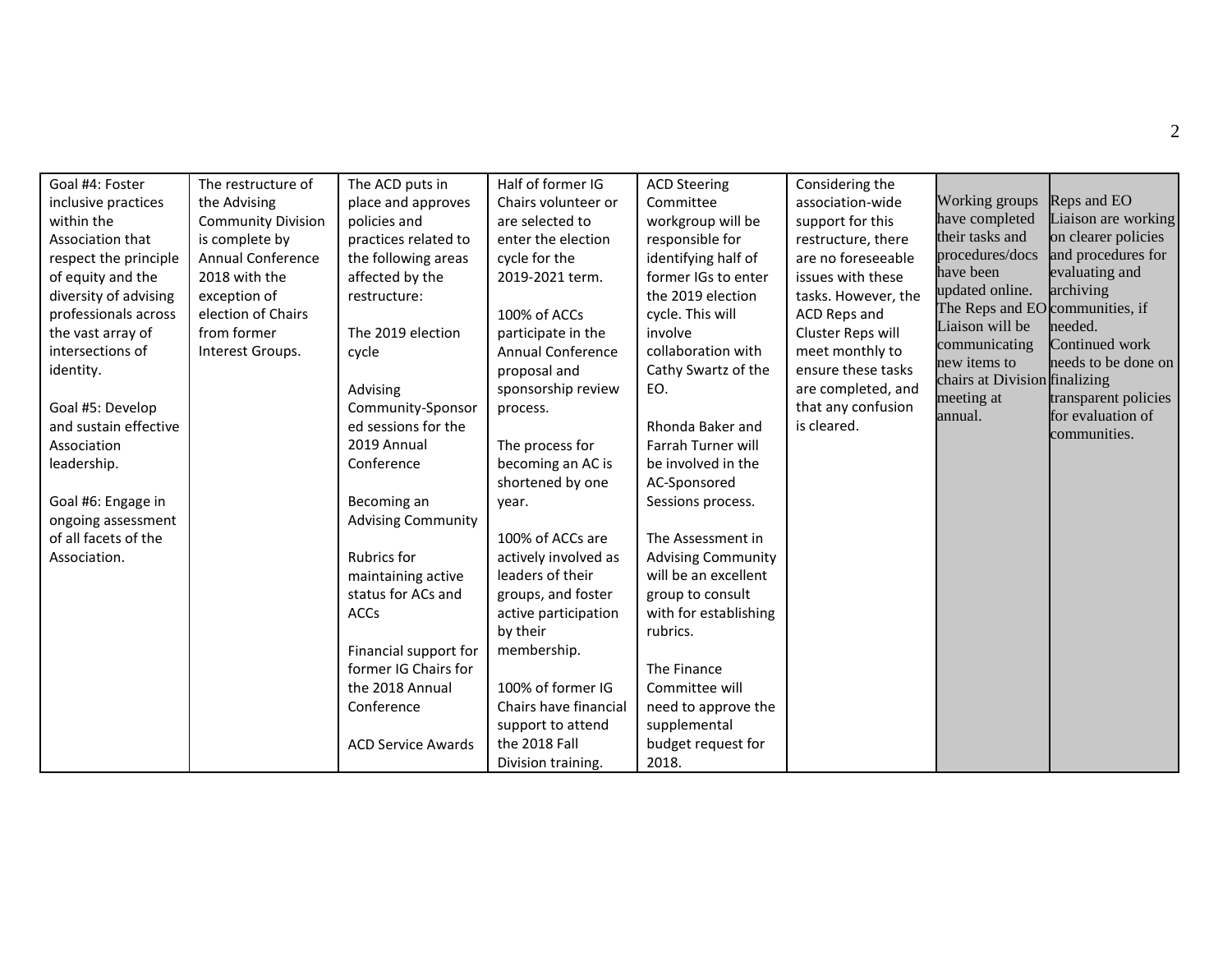| Goal #4: Foster inclusive practices within the Association that respect the principle of equity and the diversity of advising professionals across the vast array of intersections of identity.<br><br>Goal #5: Develop and sustain effective Association leadership.<br><br>Goal #6: Engage in ongoing assessment of all facets of the Association. | The restructure of the Advising Community Division is complete by Annual Conference 2018 with the exception of election of Chairs from former Interest Groups. | The ACD puts in place and approves policies and practices related to the following areas affected by the restructure:<br><br>The 2019 election cycle<br><br>Advising Community-Sponsored sessions for the 2019 Annual Conference<br><br>Becoming an Advising Community<br><br>Rubrics for maintaining active status for ACs and ACCs<br><br>Financial support for former IG Chairs for the 2018 Annual Conference<br><br>ACD Service Awards | Half of former IG Chairs volunteer or are selected to enter the election cycle for the 2019-2021 term.<br><br>100% of ACCs participate in the Annual Conference proposal and sponsorship review process.<br><br>The process for becoming an AC is shortened by one year.<br><br>100% of ACCs are actively involved as leaders of their groups, and foster active participation by their membership.<br><br>100% of former IG Chairs have financial support to attend the 2018 Fall Division training. | ACD Steering Committee workgroup will be responsible for identifying half of former IGs to enter the 2019 election cycle. This will involve collaboration with Cathy Swartz of the EO.<br><br>Rhonda Baker and Farrah Turner will be involved in the AC-Sponsored Sessions process.<br><br>The Assessment in Advising Community will be an excellent group to consult with for establishing rubrics.<br><br>The Finance Committee will need to approve the supplemental budget request for 2018. | Considering the association-wide support for this restructure, there are no foreseeable issues with these tasks. However, the ACD Reps and Cluster Reps will meet monthly to ensure these tasks are completed, and that any confusion is cleared. | Working groups have completed their tasks and procedures/docs have been updated online. The Reps and EO Liaison will be communicating new items to chairs at Division meeting at annual. | Reps and EO Liaison are working on clearer policies and procedures for evaluating and archiving communities, if needed. Continued work needs to be done on finalizing transparent policies for evaluation of communities. |
|---|---|---|---|---|---|---|---|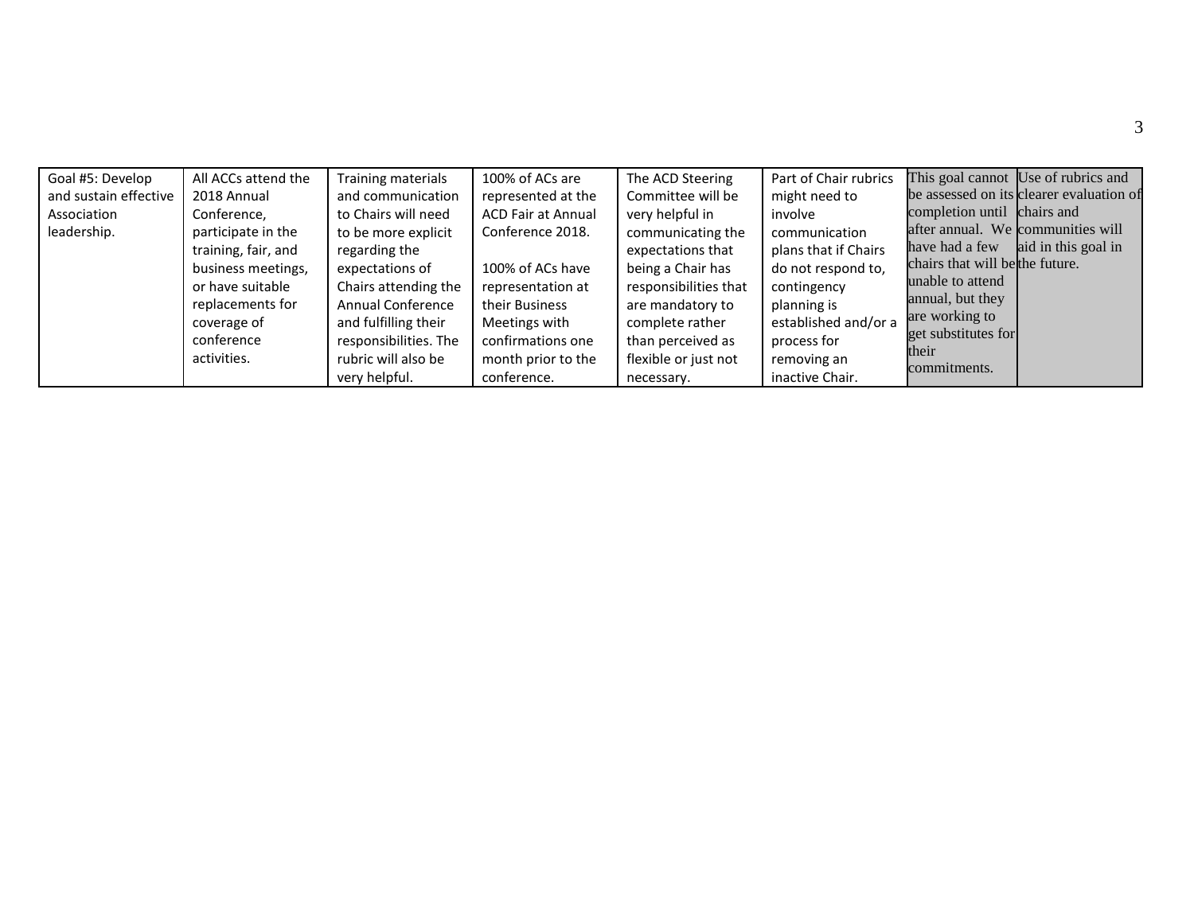| | | | | | | | |
|---|---|---|---|---|---|---|---|
| Goal #5: Develop and sustain effective Association leadership. | All ACCs attend the 2018 Annual Conference, participate in the training, fair, and business meetings, or have suitable replacements for coverage of conference activities. | Training materials and communication to Chairs will need to be more explicit regarding the expectations of Chairs attending the Annual Conference and fulfilling their responsibilities. The rubric will also be very helpful. | 100% of ACs are represented at the ACD Fair at Annual Conference 2018.<br><br>100% of ACs have representation at their Business Meetings with confirmations one month prior to the conference. | The ACD Steering Committee will be very helpful in communicating the expectations that being a Chair has responsibilities that are mandatory to complete rather than perceived as flexible or just not necessary. | Part of Chair rubrics might need to involve communication plans that if Chairs do not respond to, contingency planning is established and/or a process for removing an inactive Chair. | This goal cannot be assessed on its completion until after annual. We have had a few chairs that will be unable to attend annual, but they are working to get substitutes for their commitments. | Use of rubrics and clearer evaluation of chairs and communities will aid in this goal in the future. |